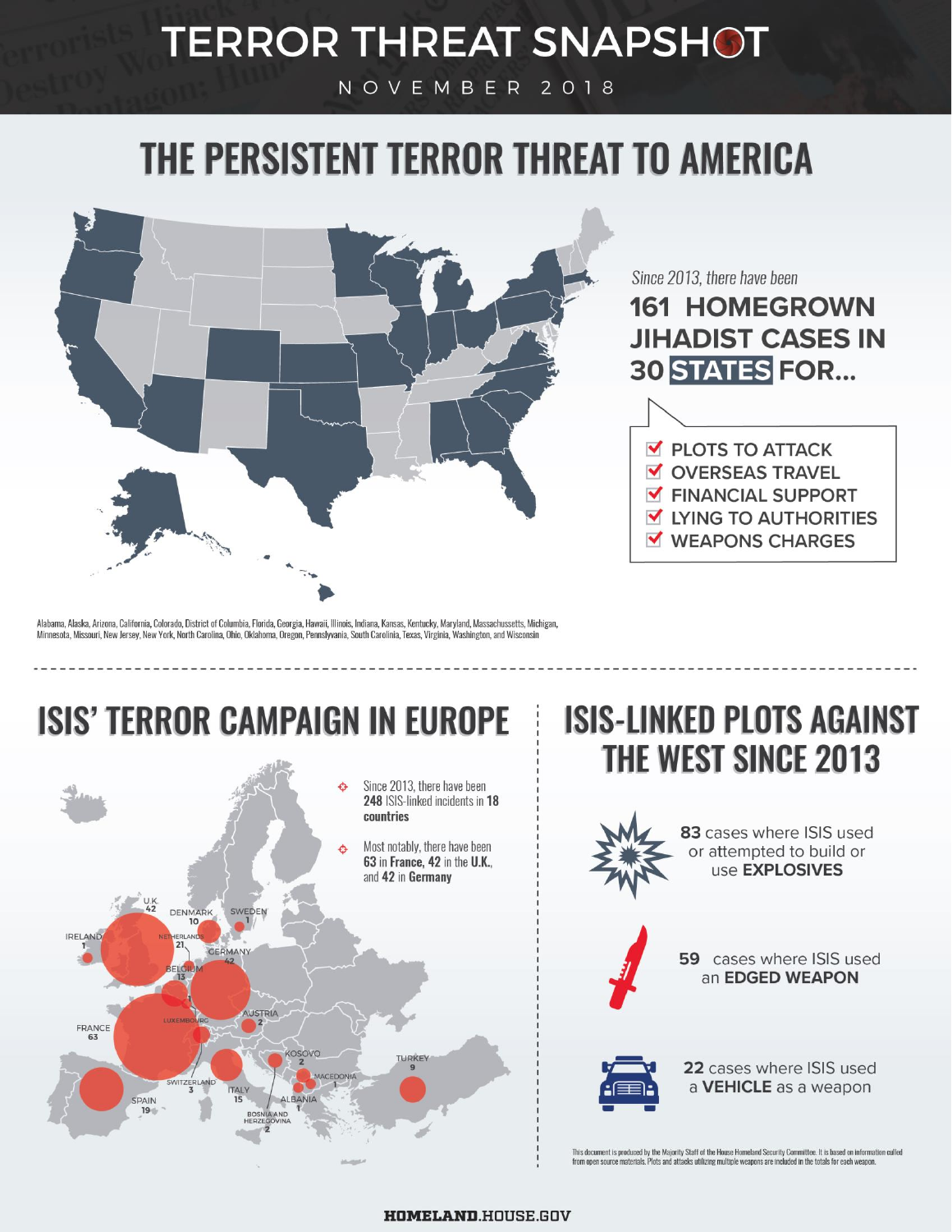# TERROR THREAT SNAPSHOT

NOVEMBER 2018

## THE PERSISTENT TERROR THREAT TO AMERICA

*Since 2013, there have been*

**161 HOMEGROWN JIHADIST CASES IN 30 STATES FOR...**

- ☑ PLOTS TO ATTACK
- ☑ OVERSEAS TRAVEL
- ☑ FINANCIAL SUPPORT
- ☑ LYING TO AUTHORITIES
- ☑ WEAPONS CHARGES

Alabama, Alaska, Arizona, California, Colorado, District of Columbia, Florida, Georgia, Hawaii, Illinois, Indiana, Kansas, Kentucky, Maryland, Massachussetts, Michigan, Minnesota, Missouri, New Jersey, New York, North Carolina, Ohio, Oklahoma, Oregon, Pennslyvania, South Carolinia, Texas, Virginia, Washington, and Wisconsin

## ISIS' TERROR CAMPAIGN IN EUROPE

- Since 2013, there have been **248** ISIS-linked incidents in **18 countries**
- Most notably, there have been **63** in **France**, **42** in the **U.K.**, and **42** in **Germany**

| Country | Incidents |
| --- | --- |
| U.K. | 42 |
| Ireland | 1 |
| Denmark | 10 |
| Sweden | 1 |
| Netherlands | 21 |
| Belgium | 13 |
| Germany | 42 |
| Luxembourg | 1 |
| France | 63 |
| Austria | 2 |
| Switzerland | 3 |
| Italy | 15 |
| Spain | 19 |
| Kosovo | 2 |
| Macedonia | 1 |
| Albania | 1 |
| Bosnia and Herzegovina | 2 |
| Turkey | 9 |

## ISIS-LINKED PLOTS AGAINST THE WEST SINCE 2013

**83** cases where ISIS used or attempted to build or use **EXPLOSIVES**

**59** cases where ISIS used an **EDGED WEAPON**

**22** cases where ISIS used a **VEHICLE** as a weapon

This document is produced by the Majority Staff of the House Homeland Security Committee. It is based on information culled from open source materials. Plots and attacks utilizing multiple weapons are included in the totals for each weapon.

**HOMELAND**.HOUSE.GOV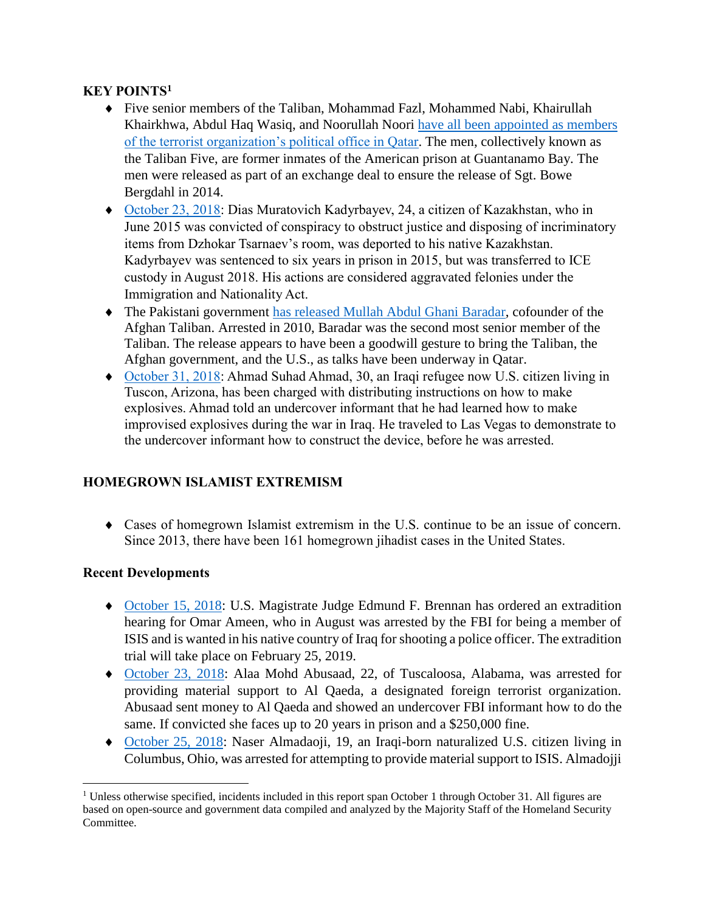**KEY POINTS**[1]

- Five senior members of the Taliban, Mohammad Fazl, Mohammed Nabi, Khairullah Khairkhwa, Abdul Haq Wasiq, and Noorullah Noori have all been appointed as members of the terrorist organization's political office in Qatar. The men, collectively known as the Taliban Five, are former inmates of the American prison at Guantanamo Bay. The men were released as part of an exchange deal to ensure the release of Sgt. Bowe Bergdahl in 2014.
- October 23, 2018: Dias Muratovich Kadyrbayev, 24, a citizen of Kazakhstan, who in June 2015 was convicted of conspiracy to obstruct justice and disposing of incriminatory items from Dzhokar Tsarnaev's room, was deported to his native Kazakhstan. Kadyrbayev was sentenced to six years in prison in 2015, but was transferred to ICE custody in August 2018. His actions are considered aggravated felonies under the Immigration and Nationality Act.
- The Pakistani government has released Mullah Abdul Ghani Baradar, cofounder of the Afghan Taliban. Arrested in 2010, Baradar was the second most senior member of the Taliban. The release appears to have been a goodwill gesture to bring the Taliban, the Afghan government, and the U.S., as talks have been underway in Qatar.
- October 31, 2018: Ahmad Suhad Ahmad, 30, an Iraqi refugee now U.S. citizen living in Tuscon, Arizona, has been charged with distributing instructions on how to make explosives. Ahmad told an undercover informant that he had learned how to make improvised explosives during the war in Iraq. He traveled to Las Vegas to demonstrate to the undercover informant how to construct the device, before he was arrested.

## HOMEGROWN ISLAMIST EXTREMISM

- Cases of homegrown Islamist extremism in the U.S. continue to be an issue of concern. Since 2013, there have been 161 homegrown jihadist cases in the United States.

### Recent Developments

- October 15, 2018: U.S. Magistrate Judge Edmund F. Brennan has ordered an extradition hearing for Omar Ameen, who in August was arrested by the FBI for being a member of ISIS and is wanted in his native country of Iraq for shooting a police officer. The extradition trial will take place on February 25, 2019.
- October 23, 2018: Alaa Mohd Abusaad, 22, of Tuscaloosa, Alabama, was arrested for providing material support to Al Qaeda, a designated foreign terrorist organization. Abusaad sent money to Al Qaeda and showed an undercover FBI informant how to do the same. If convicted she faces up to 20 years in prison and a $250,000 fine.
- October 25, 2018: Naser Almadaoji, 19, an Iraqi-born naturalized U.S. citizen living in Columbus, Ohio, was arrested for attempting to provide material support to ISIS. Almadojji

[1] Unless otherwise specified, incidents included in this report span October 1 through October 31. All figures are based on open-source and government data compiled and analyzed by the Majority Staff of the Homeland Security Committee.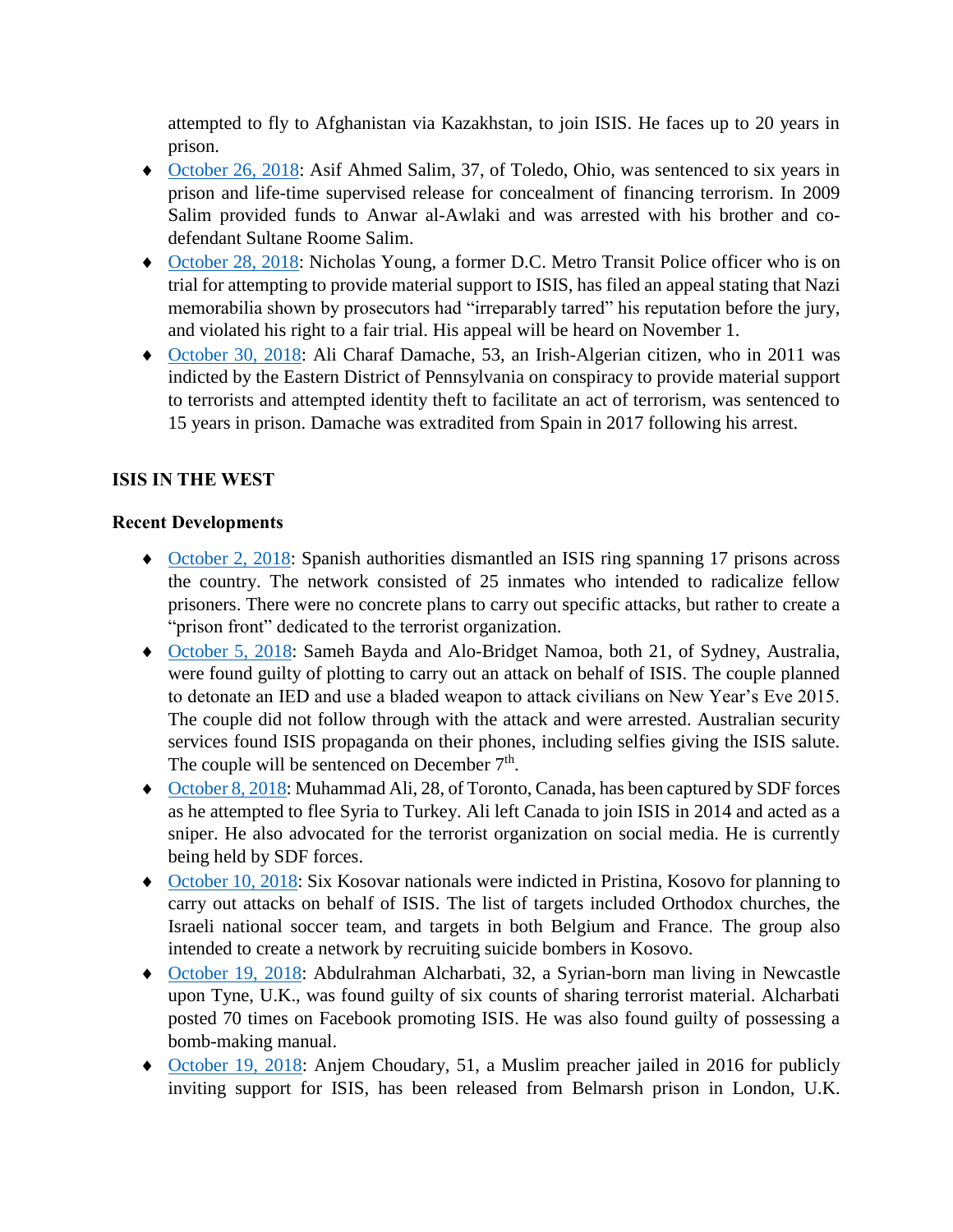attempted to fly to Afghanistan via Kazakhstan, to join ISIS. He faces up to 20 years in prison.

- October 26, 2018: Asif Ahmed Salim, 37, of Toledo, Ohio, was sentenced to six years in prison and life-time supervised release for concealment of financing terrorism. In 2009 Salim provided funds to Anwar al-Awlaki and was arrested with his brother and co-defendant Sultane Roome Salim.
- October 28, 2018: Nicholas Young, a former D.C. Metro Transit Police officer who is on trial for attempting to provide material support to ISIS, has filed an appeal stating that Nazi memorabilia shown by prosecutors had "irreparably tarred" his reputation before the jury, and violated his right to a fair trial. His appeal will be heard on November 1.
- October 30, 2018: Ali Charaf Damache, 53, an Irish-Algerian citizen, who in 2011 was indicted by the Eastern District of Pennsylvania on conspiracy to provide material support to terrorists and attempted identity theft to facilitate an act of terrorism, was sentenced to 15 years in prison. Damache was extradited from Spain in 2017 following his arrest.

## ISIS IN THE WEST

### Recent Developments

- October 2, 2018: Spanish authorities dismantled an ISIS ring spanning 17 prisons across the country. The network consisted of 25 inmates who intended to radicalize fellow prisoners. There were no concrete plans to carry out specific attacks, but rather to create a "prison front" dedicated to the terrorist organization.
- October 5, 2018: Sameh Bayda and Alo-Bridget Namoa, both 21, of Sydney, Australia, were found guilty of plotting to carry out an attack on behalf of ISIS. The couple planned to detonate an IED and use a bladed weapon to attack civilians on New Year's Eve 2015. The couple did not follow through with the attack and were arrested. Australian security services found ISIS propaganda on their phones, including selfies giving the ISIS salute. The couple will be sentenced on December 7th.
- October 8, 2018: Muhammad Ali, 28, of Toronto, Canada, has been captured by SDF forces as he attempted to flee Syria to Turkey. Ali left Canada to join ISIS in 2014 and acted as a sniper. He also advocated for the terrorist organization on social media. He is currently being held by SDF forces.
- October 10, 2018: Six Kosovar nationals were indicted in Pristina, Kosovo for planning to carry out attacks on behalf of ISIS. The list of targets included Orthodox churches, the Israeli national soccer team, and targets in both Belgium and France. The group also intended to create a network by recruiting suicide bombers in Kosovo.
- October 19, 2018: Abdulrahman Alcharbati, 32, a Syrian-born man living in Newcastle upon Tyne, U.K., was found guilty of six counts of sharing terrorist material. Alcharbati posted 70 times on Facebook promoting ISIS. He was also found guilty of possessing a bomb-making manual.
- October 19, 2018: Anjem Choudary, 51, a Muslim preacher jailed in 2016 for publicly inviting support for ISIS, has been released from Belmarsh prison in London, U.K.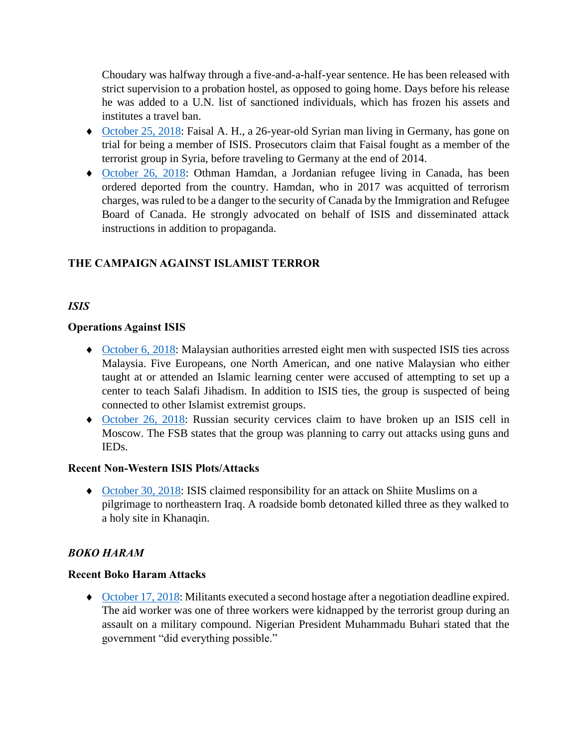Choudary was halfway through a five-and-a-half-year sentence. He has been released with strict supervision to a probation hostel, as opposed to going home. Days before his release he was added to a U.N. list of sanctioned individuals, which has frozen his assets and institutes a travel ban.

- October 25, 2018: Faisal A. H., a 26-year-old Syrian man living in Germany, has gone on trial for being a member of ISIS. Prosecutors claim that Faisal fought as a member of the terrorist group in Syria, before traveling to Germany at the end of 2014.
- October 26, 2018: Othman Hamdan, a Jordanian refugee living in Canada, has been ordered deported from the country. Hamdan, who in 2017 was acquitted of terrorism charges, was ruled to be a danger to the security of Canada by the Immigration and Refugee Board of Canada. He strongly advocated on behalf of ISIS and disseminated attack instructions in addition to propaganda.

## THE CAMPAIGN AGAINST ISLAMIST TERROR

### *ISIS*

**Operations Against ISIS**

- October 6, 2018: Malaysian authorities arrested eight men with suspected ISIS ties across Malaysia. Five Europeans, one North American, and one native Malaysian who either taught at or attended an Islamic learning center were accused of attempting to set up a center to teach Salafi Jihadism. In addition to ISIS ties, the group is suspected of being connected to other Islamist extremist groups.
- October 26, 2018: Russian security cervices claim to have broken up an ISIS cell in Moscow. The FSB states that the group was planning to carry out attacks using guns and IEDs.

**Recent Non-Western ISIS Plots/Attacks**

- October 30, 2018: ISIS claimed responsibility for an attack on Shiite Muslims on a pilgrimage to northeastern Iraq. A roadside bomb detonated killed three as they walked to a holy site in Khanaqin.

### *BOKO HARAM*

**Recent Boko Haram Attacks**

- October 17, 2018: Militants executed a second hostage after a negotiation deadline expired. The aid worker was one of three workers were kidnapped by the terrorist group during an assault on a military compound. Nigerian President Muhammadu Buhari stated that the government "did everything possible."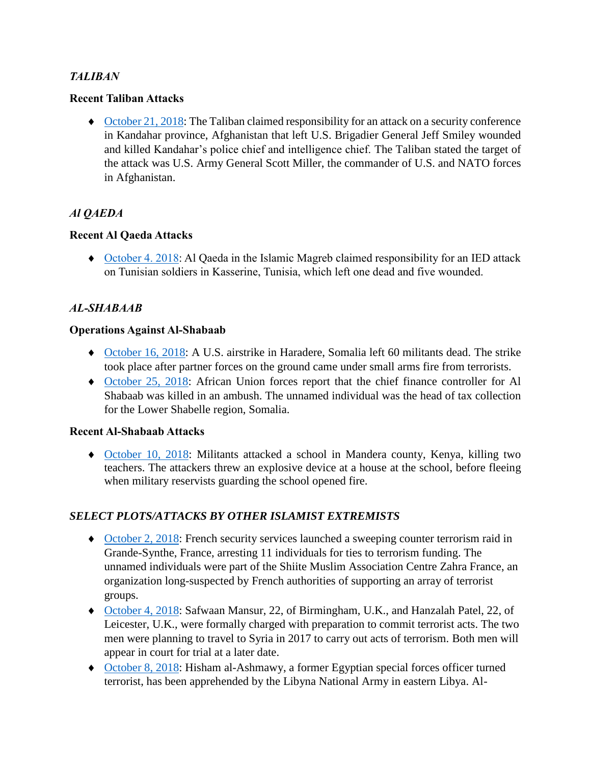### *TALIBAN*

**Recent Taliban Attacks**

- October 21, 2018: The Taliban claimed responsibility for an attack on a security conference in Kandahar province, Afghanistan that left U.S. Brigadier General Jeff Smiley wounded and killed Kandahar's police chief and intelligence chief. The Taliban stated the target of the attack was U.S. Army General Scott Miller, the commander of U.S. and NATO forces in Afghanistan.

### *Al QAEDA*

**Recent Al Qaeda Attacks**

- October 4. 2018: Al Qaeda in the Islamic Magreb claimed responsibility for an IED attack on Tunisian soldiers in Kasserine, Tunisia, which left one dead and five wounded.

### *AL-SHABAAB*

**Operations Against Al-Shabaab**

- October 16, 2018: A U.S. airstrike in Haradere, Somalia left 60 militants dead. The strike took place after partner forces on the ground came under small arms fire from terrorists.
- October 25, 2018: African Union forces report that the chief finance controller for Al Shabaab was killed in an ambush. The unnamed individual was the head of tax collection for the Lower Shabelle region, Somalia.

**Recent Al-Shabaab Attacks**

- October 10, 2018: Militants attacked a school in Mandera county, Kenya, killing two teachers. The attackers threw an explosive device at a house at the school, before fleeing when military reservists guarding the school opened fire.

### *SELECT PLOTS/ATTACKS BY OTHER ISLAMIST EXTREMISTS*

- October 2, 2018: French security services launched a sweeping counter terrorism raid in Grande-Synthe, France, arresting 11 individuals for ties to terrorism funding. The unnamed individuals were part of the Shiite Muslim Association Centre Zahra France, an organization long-suspected by French authorities of supporting an array of terrorist groups.
- October 4, 2018: Safwaan Mansur, 22, of Birmingham, U.K., and Hanzalah Patel, 22, of Leicester, U.K., were formally charged with preparation to commit terrorist acts. The two men were planning to travel to Syria in 2017 to carry out acts of terrorism. Both men will appear in court for trial at a later date.
- October 8, 2018: Hisham al-Ashmawy, a former Egyptian special forces officer turned terrorist, has been apprehended by the Libyna National Army in eastern Libya. Al-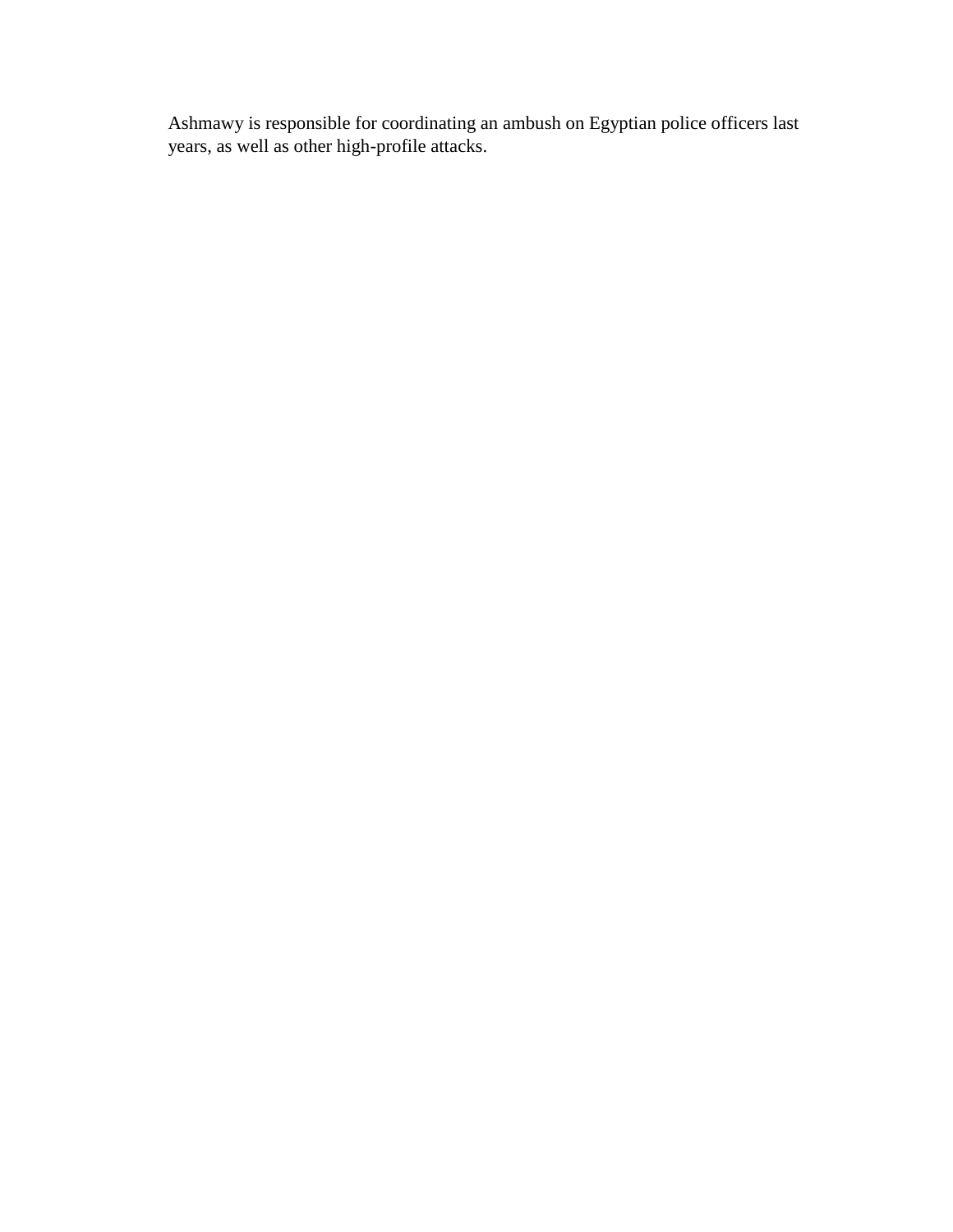Ashmawy is responsible for coordinating an ambush on Egyptian police officers last years, as well as other high-profile attacks.